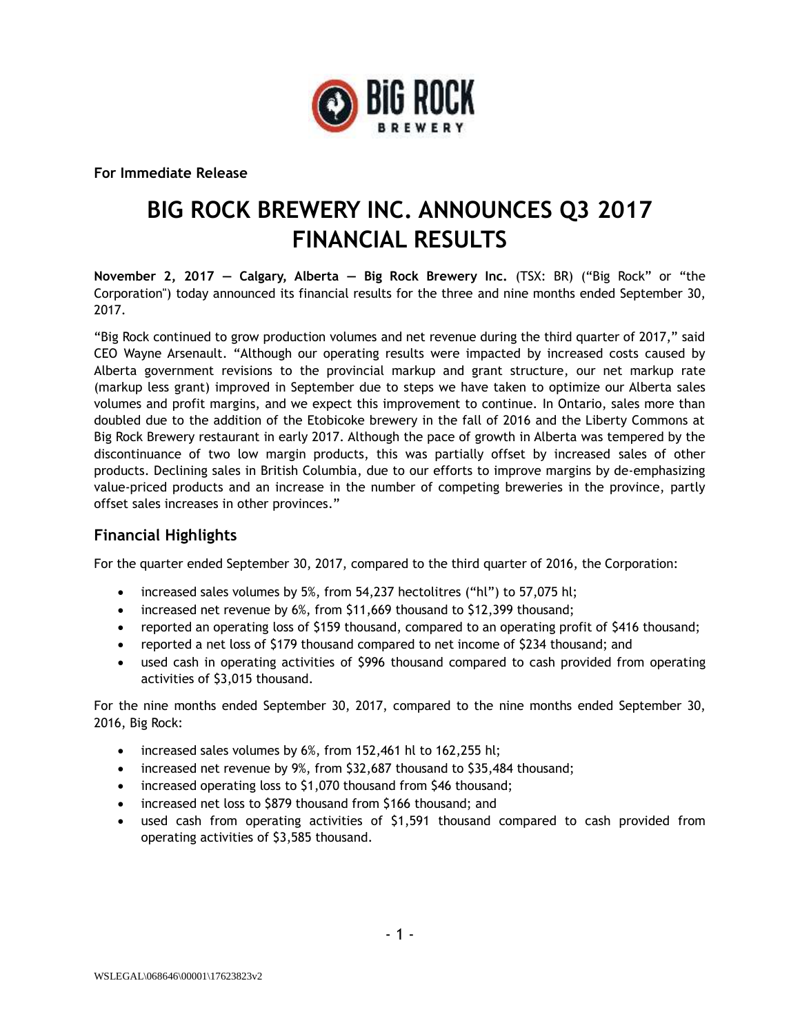**For Immediate Release**

# BIG ROCK BREWERY INC. ANNOUNCES Q3 2017 FINANCIAL RESULTS

**November 2, 2017 — Calgary, Alberta — Big Rock Brewery Inc.** (TSX: BR) ("Big Rock" or "the Corporation") today announced its financial results for the three and nine months ended September 30, 2017.

"Big Rock continued to grow production volumes and net revenue during the third quarter of 2017," said CEO Wayne Arsenault. "Although our operating results were impacted by increased costs caused by Alberta government revisions to the provincial markup and grant structure, our net markup rate (markup less grant) improved in September due to steps we have taken to optimize our Alberta sales volumes and profit margins, and we expect this improvement to continue. In Ontario, sales more than doubled due to the addition of the Etobicoke brewery in the fall of 2016 and the Liberty Commons at Big Rock Brewery restaurant in early 2017. Although the pace of growth in Alberta was tempered by the discontinuance of two low margin products, this was partially offset by increased sales of other products. Declining sales in British Columbia, due to our efforts to improve margins by de-emphasizing value-priced products and an increase in the number of competing breweries in the province, partly offset sales increases in other provinces."

## Financial Highlights

For the quarter ended September 30, 2017, compared to the third quarter of 2016, the Corporation:

- increased sales volumes by 5%, from 54,237 hectolitres ("hl") to 57,075 hl;
- increased net revenue by 6%, from $11,669 thousand to $12,399 thousand;
- reported an operating loss of $159 thousand, compared to an operating profit of $416 thousand;
- reported a net loss of $179 thousand compared to net income of $234 thousand; and
- used cash in operating activities of $996 thousand compared to cash provided from operating activities of $3,015 thousand.

For the nine months ended September 30, 2017, compared to the nine months ended September 30, 2016, Big Rock:

- increased sales volumes by 6%, from 152,461 hl to 162,255 hl;
- increased net revenue by 9%, from $32,687 thousand to $35,484 thousand;
- increased operating loss to $1,070 thousand from $46 thousand;
- increased net loss to $879 thousand from $166 thousand; and
- used cash from operating activities of $1,591 thousand compared to cash provided from operating activities of $3,585 thousand.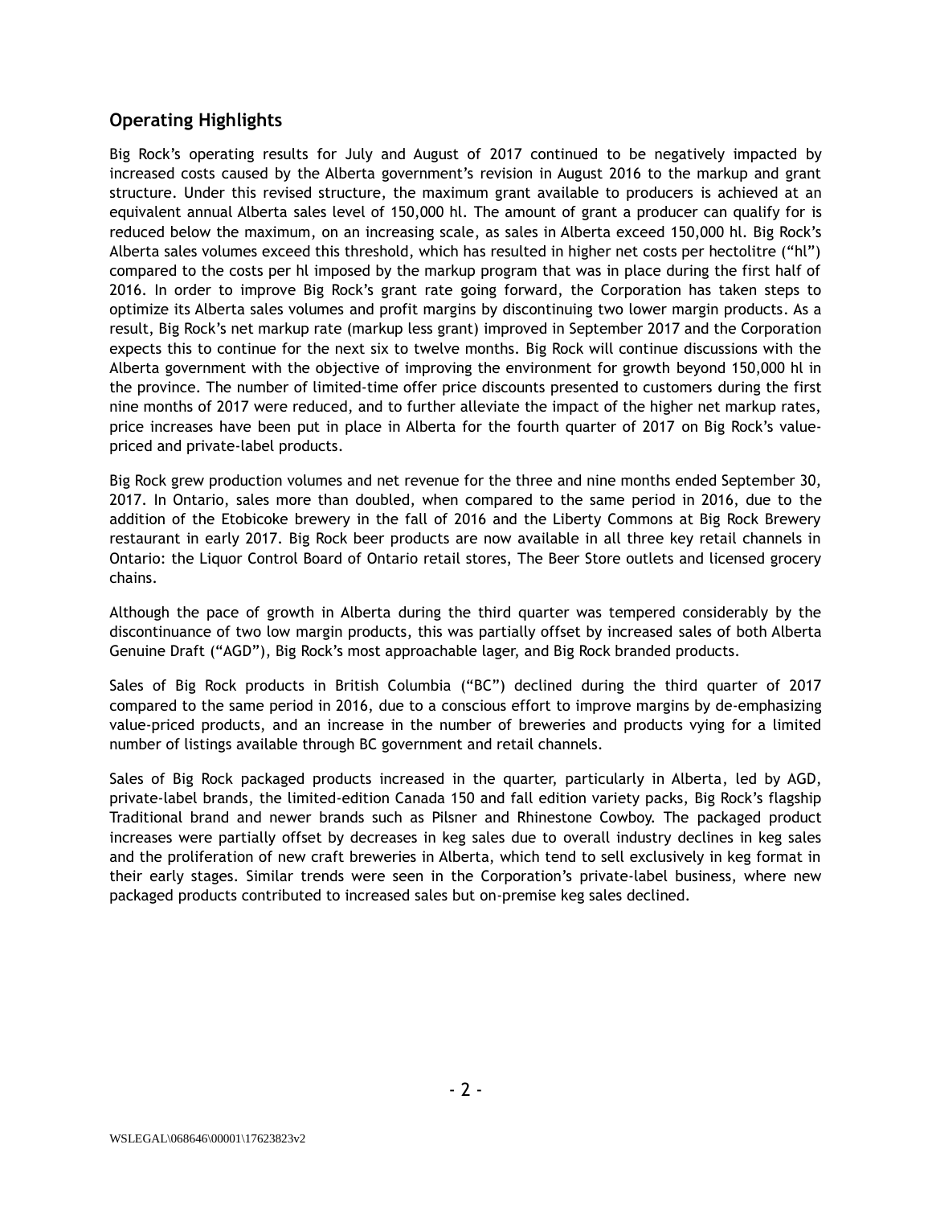## Operating Highlights

Big Rock's operating results for July and August of 2017 continued to be negatively impacted by increased costs caused by the Alberta government's revision in August 2016 to the markup and grant structure. Under this revised structure, the maximum grant available to producers is achieved at an equivalent annual Alberta sales level of 150,000 hl. The amount of grant a producer can qualify for is reduced below the maximum, on an increasing scale, as sales in Alberta exceed 150,000 hl. Big Rock's Alberta sales volumes exceed this threshold, which has resulted in higher net costs per hectolitre ("hl") compared to the costs per hl imposed by the markup program that was in place during the first half of 2016. In order to improve Big Rock's grant rate going forward, the Corporation has taken steps to optimize its Alberta sales volumes and profit margins by discontinuing two lower margin products. As a result, Big Rock's net markup rate (markup less grant) improved in September 2017 and the Corporation expects this to continue for the next six to twelve months. Big Rock will continue discussions with the Alberta government with the objective of improving the environment for growth beyond 150,000 hl in the province. The number of limited-time offer price discounts presented to customers during the first nine months of 2017 were reduced, and to further alleviate the impact of the higher net markup rates, price increases have been put in place in Alberta for the fourth quarter of 2017 on Big Rock's value-priced and private-label products.

Big Rock grew production volumes and net revenue for the three and nine months ended September 30, 2017. In Ontario, sales more than doubled, when compared to the same period in 2016, due to the addition of the Etobicoke brewery in the fall of 2016 and the Liberty Commons at Big Rock Brewery restaurant in early 2017. Big Rock beer products are now available in all three key retail channels in Ontario: the Liquor Control Board of Ontario retail stores, The Beer Store outlets and licensed grocery chains.

Although the pace of growth in Alberta during the third quarter was tempered considerably by the discontinuance of two low margin products, this was partially offset by increased sales of both Alberta Genuine Draft ("AGD"), Big Rock's most approachable lager, and Big Rock branded products.

Sales of Big Rock products in British Columbia ("BC") declined during the third quarter of 2017 compared to the same period in 2016, due to a conscious effort to improve margins by de-emphasizing value-priced products, and an increase in the number of breweries and products vying for a limited number of listings available through BC government and retail channels.

Sales of Big Rock packaged products increased in the quarter, particularly in Alberta, led by AGD, private-label brands, the limited-edition Canada 150 and fall edition variety packs, Big Rock's flagship Traditional brand and newer brands such as Pilsner and Rhinestone Cowboy. The packaged product increases were partially offset by decreases in keg sales due to overall industry declines in keg sales and the proliferation of new craft breweries in Alberta, which tend to sell exclusively in keg format in their early stages. Similar trends were seen in the Corporation's private-label business, where new packaged products contributed to increased sales but on-premise keg sales declined.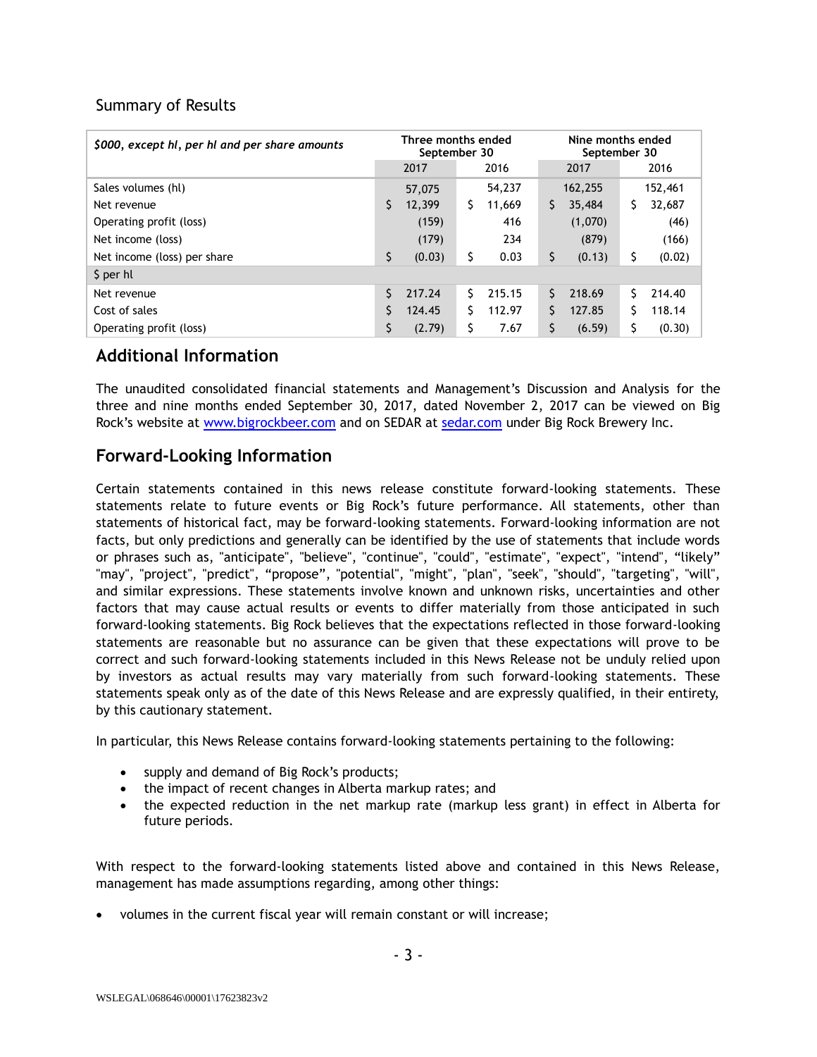## Summary of Results

| *$000, except hl, per hl and per share amounts* | Three months ended September 30 | | Nine months ended September 30 | |
|---|---|---|---|---|
| | 2017 | 2016 | 2017 | 2016 |
| Sales volumes (hl) | 57,075 | 54,237 | 162,255 | 152,461 |
| Net revenue | $ 12,399 | $ 11,669 | $ 35,484 | $ 32,687 |
| Operating profit (loss) | (159) | 416 | (1,070) | (46) |
| Net income (loss) | (179) | 234 | (879) | (166) |
| Net income (loss) per share | $ (0.03) | $ 0.03 | $ (0.13) | $ (0.02) |
| $ per hl | | | | |
| Net revenue | $ 217.24 | $ 215.15 | $ 218.69 | $ 214.40 |
| Cost of sales | $ 124.45 | $ 112.97 | $ 127.85 | $ 118.14 |
| Operating profit (loss) | $ (2.79) | $ 7.67 | $ (6.59) | $ (0.30) |

## Additional Information

The unaudited consolidated financial statements and Management's Discussion and Analysis for the three and nine months ended September 30, 2017, dated November 2, 2017 can be viewed on Big Rock's website at www.bigrockbeer.com and on SEDAR at sedar.com under Big Rock Brewery Inc.

## Forward-Looking Information

Certain statements contained in this news release constitute forward-looking statements. These statements relate to future events or Big Rock's future performance. All statements, other than statements of historical fact, may be forward-looking statements. Forward-looking information are not facts, but only predictions and generally can be identified by the use of statements that include words or phrases such as, "anticipate", "believe", "continue", "could", "estimate", "expect", "intend", "likely" "may", "project", "predict", "propose", "potential", "might", "plan", "seek", "should", "targeting", "will", and similar expressions. These statements involve known and unknown risks, uncertainties and other factors that may cause actual results or events to differ materially from those anticipated in such forward-looking statements. Big Rock believes that the expectations reflected in those forward-looking statements are reasonable but no assurance can be given that these expectations will prove to be correct and such forward-looking statements included in this News Release not be unduly relied upon by investors as actual results may vary materially from such forward-looking statements. These statements speak only as of the date of this News Release and are expressly qualified, in their entirety, by this cautionary statement.

In particular, this News Release contains forward-looking statements pertaining to the following:

- supply and demand of Big Rock's products;
- the impact of recent changes in Alberta markup rates; and
- the expected reduction in the net markup rate (markup less grant) in effect in Alberta for future periods.

With respect to the forward-looking statements listed above and contained in this News Release, management has made assumptions regarding, among other things:

- volumes in the current fiscal year will remain constant or will increase;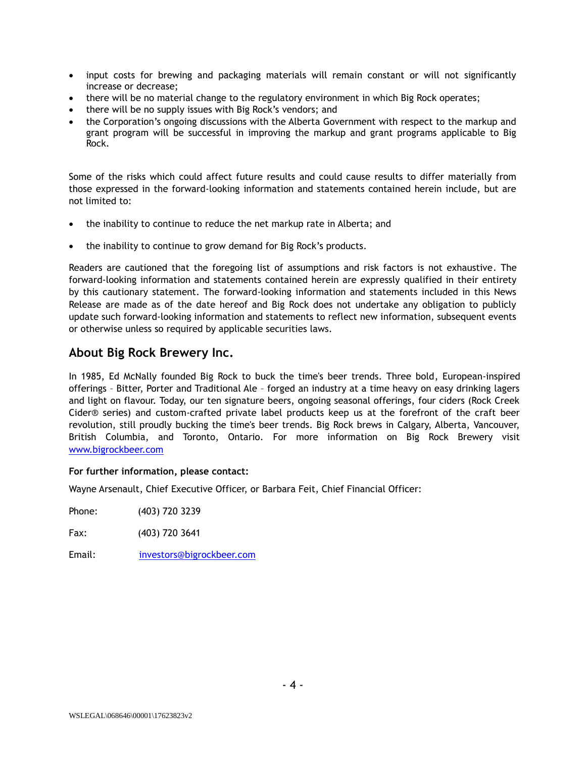- input costs for brewing and packaging materials will remain constant or will not significantly increase or decrease;
- there will be no material change to the regulatory environment in which Big Rock operates;
- there will be no supply issues with Big Rock's vendors; and
- the Corporation's ongoing discussions with the Alberta Government with respect to the markup and grant program will be successful in improving the markup and grant programs applicable to Big Rock.

Some of the risks which could affect future results and could cause results to differ materially from those expressed in the forward-looking information and statements contained herein include, but are not limited to:

- the inability to continue to reduce the net markup rate in Alberta; and
- the inability to continue to grow demand for Big Rock's products.

Readers are cautioned that the foregoing list of assumptions and risk factors is not exhaustive. The forward-looking information and statements contained herein are expressly qualified in their entirety by this cautionary statement. The forward-looking information and statements included in this News Release are made as of the date hereof and Big Rock does not undertake any obligation to publicly update such forward-looking information and statements to reflect new information, subsequent events or otherwise unless so required by applicable securities laws.

## About Big Rock Brewery Inc.

In 1985, Ed McNally founded Big Rock to buck the time's beer trends. Three bold, European-inspired offerings – Bitter, Porter and Traditional Ale – forged an industry at a time heavy on easy drinking lagers and light on flavour. Today, our ten signature beers, ongoing seasonal offerings, four ciders (Rock Creek Cider® series) and custom-crafted private label products keep us at the forefront of the craft beer revolution, still proudly bucking the time's beer trends. Big Rock brews in Calgary, Alberta, Vancouver, British Columbia, and Toronto, Ontario. For more information on Big Rock Brewery visit www.bigrockbeer.com

**For further information, please contact:**

Wayne Arsenault, Chief Executive Officer, or Barbara Feit, Chief Financial Officer:

Phone: (403) 720 3239

Fax: (403) 720 3641

Email: investors@bigrockbeer.com

WSLEGAL\068646\00001\17623823v2